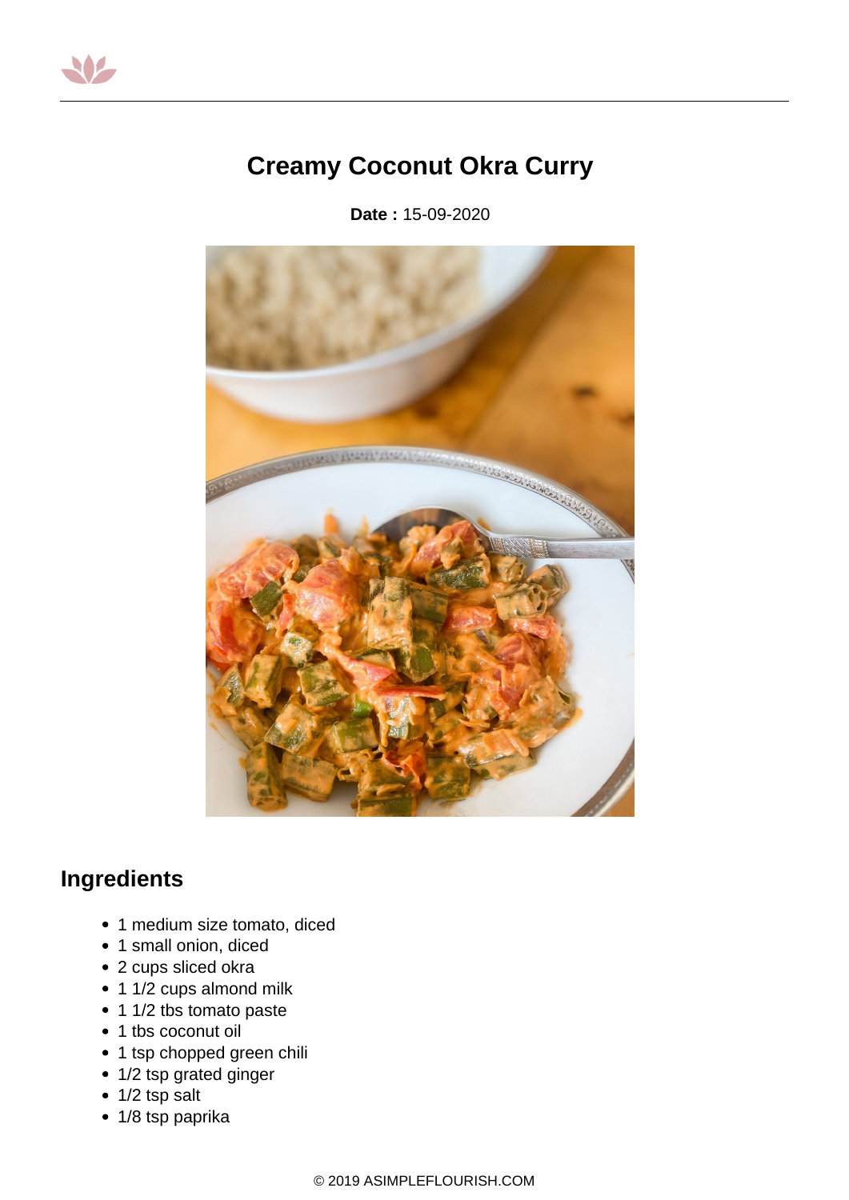# Creamy Coconut Okra Curry

**Date :** 15-09-2020

## Ingredients

- 1 medium size tomato, diced
- 1 small onion, diced
- 2 cups sliced okra
- 1 1/2 cups almond milk
- 1 1/2 tbs tomato paste
- 1 tbs coconut oil
- 1 tsp chopped green chili
- 1/2 tsp grated ginger
- 1/2 tsp salt
- 1/8 tsp paprika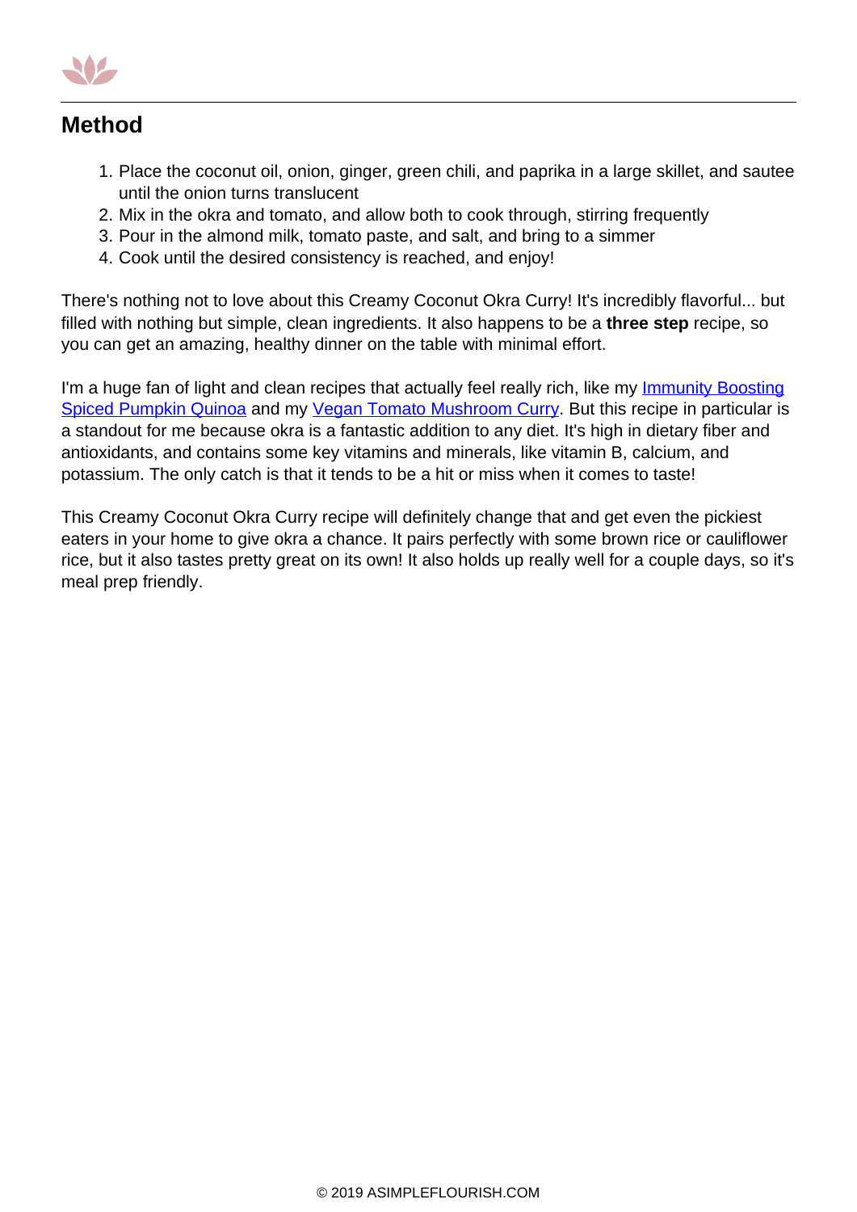## Method

1. Place the coconut oil, onion, ginger, green chili, and paprika in a large skillet, and sautee until the onion turns translucent
2. Mix in the okra and tomato, and allow both to cook through, stirring frequently
3. Pour in the almond milk, tomato paste, and salt, and bring to a simmer
4. Cook until the desired consistency is reached, and enjoy!

There's nothing not to love about this Creamy Coconut Okra Curry! It's incredibly flavorful... but filled with nothing but simple, clean ingredients. It also happens to be a **three step** recipe, so you can get an amazing, healthy dinner on the table with minimal effort.

I'm a huge fan of light and clean recipes that actually feel really rich, like my Immunity Boosting Spiced Pumpkin Quinoa and my Vegan Tomato Mushroom Curry. But this recipe in particular is a standout for me because okra is a fantastic addition to any diet. It's high in dietary fiber and antioxidants, and contains some key vitamins and minerals, like vitamin B, calcium, and potassium. The only catch is that it tends to be a hit or miss when it comes to taste!

This Creamy Coconut Okra Curry recipe will definitely change that and get even the pickiest eaters in your home to give okra a chance. It pairs perfectly with some brown rice or cauliflower rice, but it also tastes pretty great on its own! It also holds up really well for a couple days, so it's meal prep friendly.